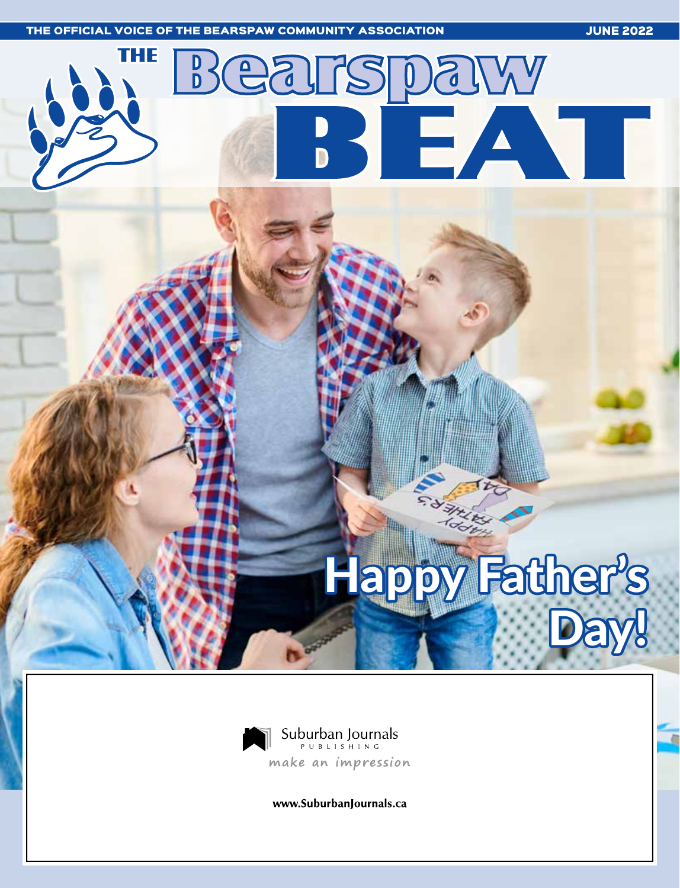THE OFFICIAL VOICE OF THE BEARSPAW COMMUNITY ASSOCIATION

JUNE 2022

# THE Bearspaw BEAT

## Happy Father's Day!

Suburban Journals
PUBLISHING
make an impression

www.SuburbanJournals.ca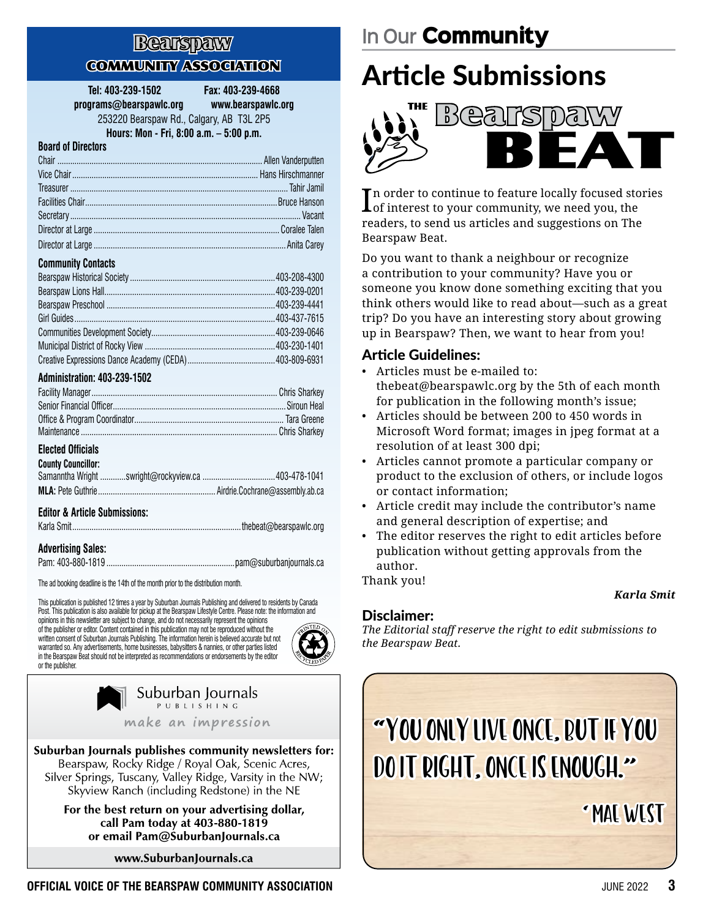# Bearspaw

## COMMUNITY ASSOCIATION

**Tel: 403-239-1502** **Fax: 403-239-4668**
**programs@bearspawlc.org** **www.bearspawlc.org**
253220 Bearspaw Rd., Calgary, AB T3L 2P5
**Hours: Mon - Fri, 8:00 a.m. – 5:00 p.m.**

### Board of Directors

| | |
|---|---|
| Chair | Allen Vanderputten |
| Vice Chair | Hans Hirschmanner |
| Treasurer | Tahir Jamil |
| Facilities Chair | Bruce Hanson |
| Secretary | Vacant |
| Director at Large | Coralee Talen |
| Director at Large | Anita Carey |

### Community Contacts

| | |
|---|---|
| Bearspaw Historical Society | 403-208-4300 |
| Bearspaw Lions Hall | 403-239-0201 |
| Bearspaw Preschool | 403-239-4441 |
| Girl Guides | 403-437-7615 |
| Communities Development Society | 403-239-0646 |
| Municipal District of Rocky View | 403-230-1401 |
| Creative Expressions Dance Academy (CEDA) | 403-809-6931 |

### Administration: 403-239-1502

| | |
|---|---|
| Facility Manager | Chris Sharkey |
| Senior Financial Officer | Siroun Heal |
| Office & Program Coordinator | Tara Greene |
| Maintenance | Chris Sharkey |

### Elected Officials

**County Councillor:**
Samanntha Wright ............swright@rockyview.ca ............403-478-1041
**MLA:** Pete Guthrie ............Airdrie.Cochrane@assembly.ab.ca

### Editor & Article Submissions:

Karla Smit ............thebeat@bearspawlc.org

### Advertising Sales:

Pam: 403-880-1819 ............pam@suburbanjournals.ca

The ad booking deadline is the 14th of the month prior to the distribution month.

This publication is published 12 times a year by Suburban Journals Publishing and delivered to residents by Canada Post. This publication is also available for pickup at the Bearspaw Lifestyle Centre. Please note: the information and opinions in this newsletter are subject to change, and do not necessarily represent the opinions of the publisher or editor. Content contained in this publication may not be reproduced without the written consent of Suburban Journals Publishing. The information herein is believed accurate but not warranted so. Any advertisements, home businesses, babysitters & nannies, or other parties listed in the Bearspaw Beat should not be interpreted as recommendations or endorsements by the editor or the publisher.

Suburban Journals PUBLISHING
*make an impression*

**Suburban Journals publishes community newsletters for:**
Bearspaw, Rocky Ridge / Royal Oak, Scenic Acres, Silver Springs, Tuscany, Valley Ridge, Varsity in the NW; Skyview Ranch (including Redstone) in the NE

**For the best return on your advertising dollar, call Pam today at 403-880-1819 or email Pam@SuburbanJournals.ca**

**www.SuburbanJournals.ca**

## In Our Community

# Article Submissions

THE Bearspaw BEAT

In order to continue to feature locally focused stories of interest to your community, we need you, the readers, to send us articles and suggestions on The Bearspaw Beat.

Do you want to thank a neighbour or recognize a contribution to your community? Have you or someone you know done something exciting that you think others would like to read about—such as a great trip? Do you have an interesting story about growing up in Bearspaw? Then, we want to hear from you!

### Article Guidelines:

- Articles must be e-mailed to: thebeat@bearspawlc.org by the 5th of each month for publication in the following month's issue;
- Articles should be between 200 to 450 words in Microsoft Word format; images in jpeg format at a resolution of at least 300 dpi;
- Articles cannot promote a particular company or product to the exclusion of others, or include logos or contact information;
- Article credit may include the contributor's name and general description of expertise; and
- The editor reserves the right to edit articles before publication without getting approvals from the author.

Thank you!

***Karla Smit***

### Disclaimer:

*The Editorial staff reserve the right to edit submissions to the Bearspaw Beat.*

"YOU ONLY LIVE ONCE, BUT IF YOU DO IT RIGHT, ONCE IS ENOUGH."

- MAE WEST

OFFICIAL VOICE OF THE BEARSPAW COMMUNITY ASSOCIATION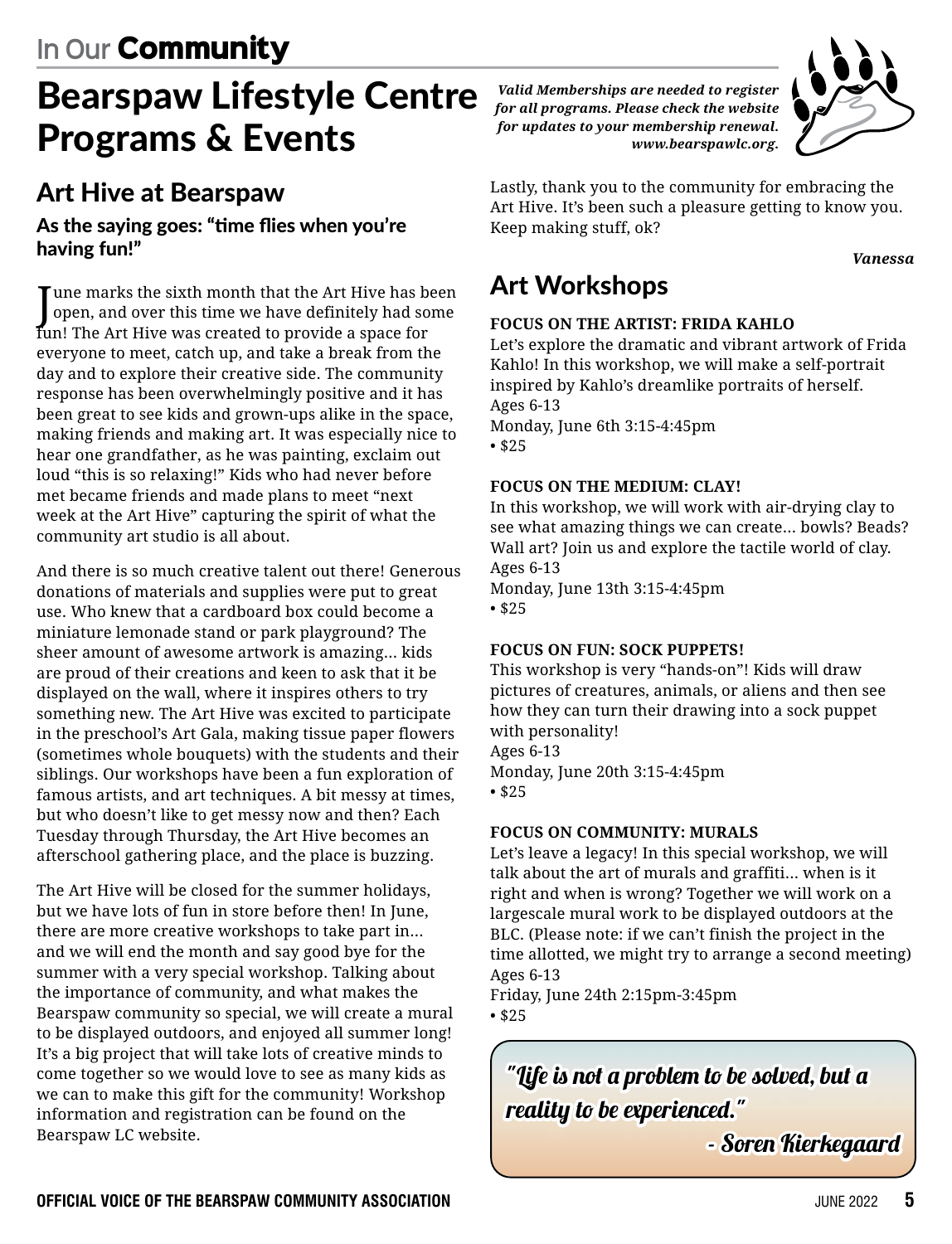In Our **Community**

# Bearspaw Lifestyle Centre Programs & Events

***Valid Memberships are needed to register for all programs. Please check the website for updates to your membership renewal. www.bearspawlc.org.***

## Art Hive at Bearspaw

### As the saying goes: "time flies when you're having fun!"

June marks the sixth month that the Art Hive has been open, and over this time we have definitely had some fun! The Art Hive was created to provide a space for everyone to meet, catch up, and take a break from the day and to explore their creative side. The community response has been overwhelmingly positive and it has been great to see kids and grown-ups alike in the space, making friends and making art. It was especially nice to hear one grandfather, as he was painting, exclaim out loud "this is so relaxing!" Kids who had never before met became friends and made plans to meet "next week at the Art Hive" capturing the spirit of what the community art studio is all about.

And there is so much creative talent out there! Generous donations of materials and supplies were put to great use. Who knew that a cardboard box could become a miniature lemonade stand or park playground? The sheer amount of awesome artwork is amazing… kids are proud of their creations and keen to ask that it be displayed on the wall, where it inspires others to try something new. The Art Hive was excited to participate in the preschool's Art Gala, making tissue paper flowers (sometimes whole bouquets) with the students and their siblings. Our workshops have been a fun exploration of famous artists, and art techniques. A bit messy at times, but who doesn't like to get messy now and then? Each Tuesday through Thursday, the Art Hive becomes an afterschool gathering place, and the place is buzzing.

The Art Hive will be closed for the summer holidays, but we have lots of fun in store before then! In June, there are more creative workshops to take part in… and we will end the month and say good bye for the summer with a very special workshop. Talking about the importance of community, and what makes the Bearspaw community so special, we will create a mural to be displayed outdoors, and enjoyed all summer long! It's a big project that will take lots of creative minds to come together so we would love to see as many kids as we can to make this gift for the community! Workshop information and registration can be found on the Bearspaw LC website.

Lastly, thank you to the community for embracing the Art Hive. It's been such a pleasure getting to know you. Keep making stuff, ok?

***Vanessa***

## Art Workshops

**FOCUS ON THE ARTIST: FRIDA KAHLO**
Let's explore the dramatic and vibrant artwork of Frida Kahlo! In this workshop, we will make a self-portrait inspired by Kahlo's dreamlike portraits of herself.
Ages 6-13
Monday, June 6th 3:15-4:45pm
• $25

**FOCUS ON THE MEDIUM: CLAY!**
In this workshop, we will work with air-drying clay to see what amazing things we can create… bowls? Beads? Wall art? Join us and explore the tactile world of clay.
Ages 6-13
Monday, June 13th 3:15-4:45pm
• $25

**FOCUS ON FUN: SOCK PUPPETS!**
This workshop is very "hands-on"! Kids will draw pictures of creatures, animals, or aliens and then see how they can turn their drawing into a sock puppet with personality!
Ages 6-13
Monday, June 20th 3:15-4:45pm
• $25

**FOCUS ON COMMUNITY: MURALS**
Let's leave a legacy! In this special workshop, we will talk about the art of murals and graffiti… when is it right and when is wrong? Together we will work on a largescale mural work to be displayed outdoors at the BLC. (Please note: if we can't finish the project in the time allotted, we might try to arrange a second meeting)
Ages 6-13
Friday, June 24th 2:15pm-3:45pm
• $25

*"Life is not a problem to be solved, but a reality to be experienced."*
*- Soren Kierkegaard*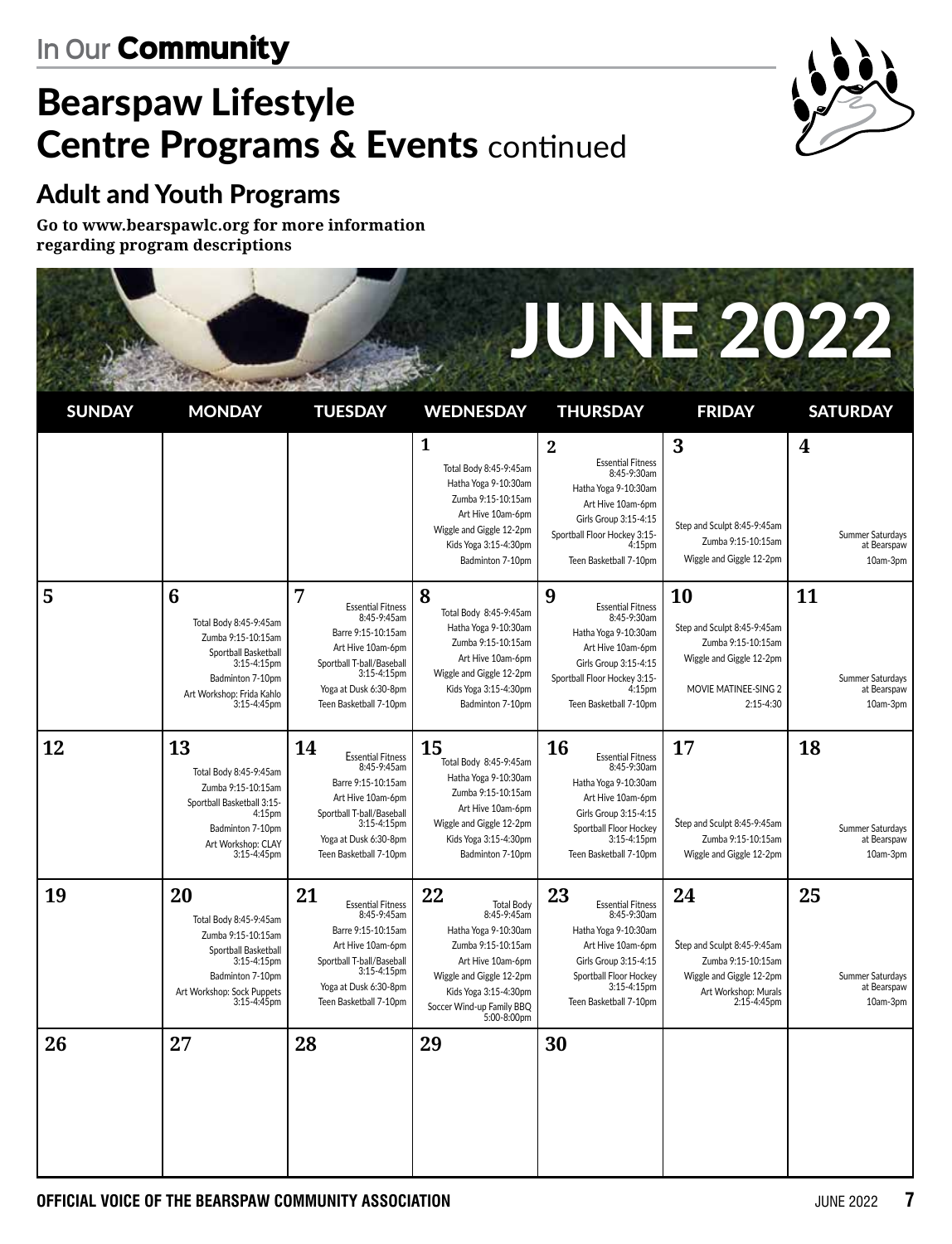In Our **Community**

# Bearspaw Lifestyle Centre Programs & Events continued

## Adult and Youth Programs

**Go to www.bearspawlc.org for more information regarding program descriptions**

## JUNE 2022

| SUNDAY | MONDAY | TUESDAY | WEDNESDAY | THURSDAY | FRIDAY | SATURDAY |
|---|---|---|---|---|---|---|
| | | | **1** Total Body 8:45-9:45am Hatha Yoga 9-10:30am Zumba 9:15-10:15am Art Hive 10am-6pm Wiggle and Giggle 12-2pm Kids Yoga 3:15-4:30pm Badminton 7-10pm | **2** Essential Fitness 8:45-9:30am Hatha Yoga 9-10:30am Art Hive 10am-6pm Girls Group 3:15-4:15 Sportball Floor Hockey 3:15-4:15pm Teen Basketball 7-10pm | **3** Step and Sculpt 8:45-9:45am Zumba 9:15-10:15am Wiggle and Giggle 12-2pm | **4** Summer Saturdays at Bearspaw 10am-3pm |
| **5** | **6** Total Body 8:45-9:45am Zumba 9:15-10:15am Sportball Basketball 3:15-4:15pm Badminton 7-10pm Art Workshop: Frida Kahlo 3:15-4:45pm | **7** Essential Fitness 8:45-9:45am Barre 9:15-10:15am Art Hive 10am-6pm Sportball T-ball/Baseball 3:15-4:15pm Yoga at Dusk 6:30-8pm Teen Basketball 7-10pm | **8** Total Body 8:45-9:45am Hatha Yoga 9-10:30am Zumba 9:15-10:15am Art Hive 10am-6pm Wiggle and Giggle 12-2pm Kids Yoga 3:15-4:30pm Badminton 7-10pm | **9** Essential Fitness 8:45-9:30am Hatha Yoga 9-10:30am Art Hive 10am-6pm Girls Group 3:15-4:15 Sportball Floor Hockey 3:15-4:15pm Teen Basketball 7-10pm | **10** Step and Sculpt 8:45-9:45am Zumba 9:15-10:15am Wiggle and Giggle 12-2pm MOVIE MATINEE-SING 2 2:15-4:30 | **11** Summer Saturdays at Bearspaw 10am-3pm |
| **12** | **13** Total Body 8:45-9:45am Zumba 9:15-10:15am Sportball Basketball 3:15-4:15pm Badminton 7-10pm Art Workshop: CLAY 3:15-4:45pm | **14** Essential Fitness 8:45-9:45am Barre 9:15-10:15am Art Hive 10am-6pm Sportball T-ball/Baseball 3:15-4:15pm Yoga at Dusk 6:30-8pm Teen Basketball 7-10pm | **15** Total Body 8:45-9:45am Hatha Yoga 9-10:30am Zumba 9:15-10:15am Art Hive 10am-6pm Wiggle and Giggle 12-2pm Kids Yoga 3:15-4:30pm Badminton 7-10pm | **16** Essential Fitness 8:45-9:30am Hatha Yoga 9-10:30am Art Hive 10am-6pm Girls Group 3:15-4:15 Sportball Floor Hockey 3:15-4:15pm Teen Basketball 7-10pm | **17** Step and Sculpt 8:45-9:45am Zumba 9:15-10:15am Wiggle and Giggle 12-2pm | **18** Summer Saturdays at Bearspaw 10am-3pm |
| **19** | **20** Total Body 8:45-9:45am Zumba 9:15-10:15am Sportball Basketball 3:15-4:15pm Badminton 7-10pm Art Workshop: Sock Puppets 3:15-4:45pm | **21** Essential Fitness 8:45-9:45am Barre 9:15-10:15am Art Hive 10am-6pm Sportball T-ball/Baseball 3:15-4:15pm Yoga at Dusk 6:30-8pm Teen Basketball 7-10pm | **22** Total Body 8:45-9:45am Hatha Yoga 9-10:30am Zumba 9:15-10:15am Art Hive 10am-6pm Wiggle and Giggle 12-2pm Kids Yoga 3:15-4:30pm Soccer Wind-up Family BBQ 5:00-8:00pm | **23** Essential Fitness 8:45-9:30am Hatha Yoga 9-10:30am Art Hive 10am-6pm Girls Group 3:15-4:15 Sportball Floor Hockey 3:15-4:15pm Teen Basketball 7-10pm | **24** Step and Sculpt 8:45-9:45am Zumba 9:15-10:15am Wiggle and Giggle 12-2pm Art Workshop: Murals 2:15-4:45pm | **25** Summer Saturdays at Bearspaw 10am-3pm |
| **26** | **27** | **28** | **29** | **30** | | |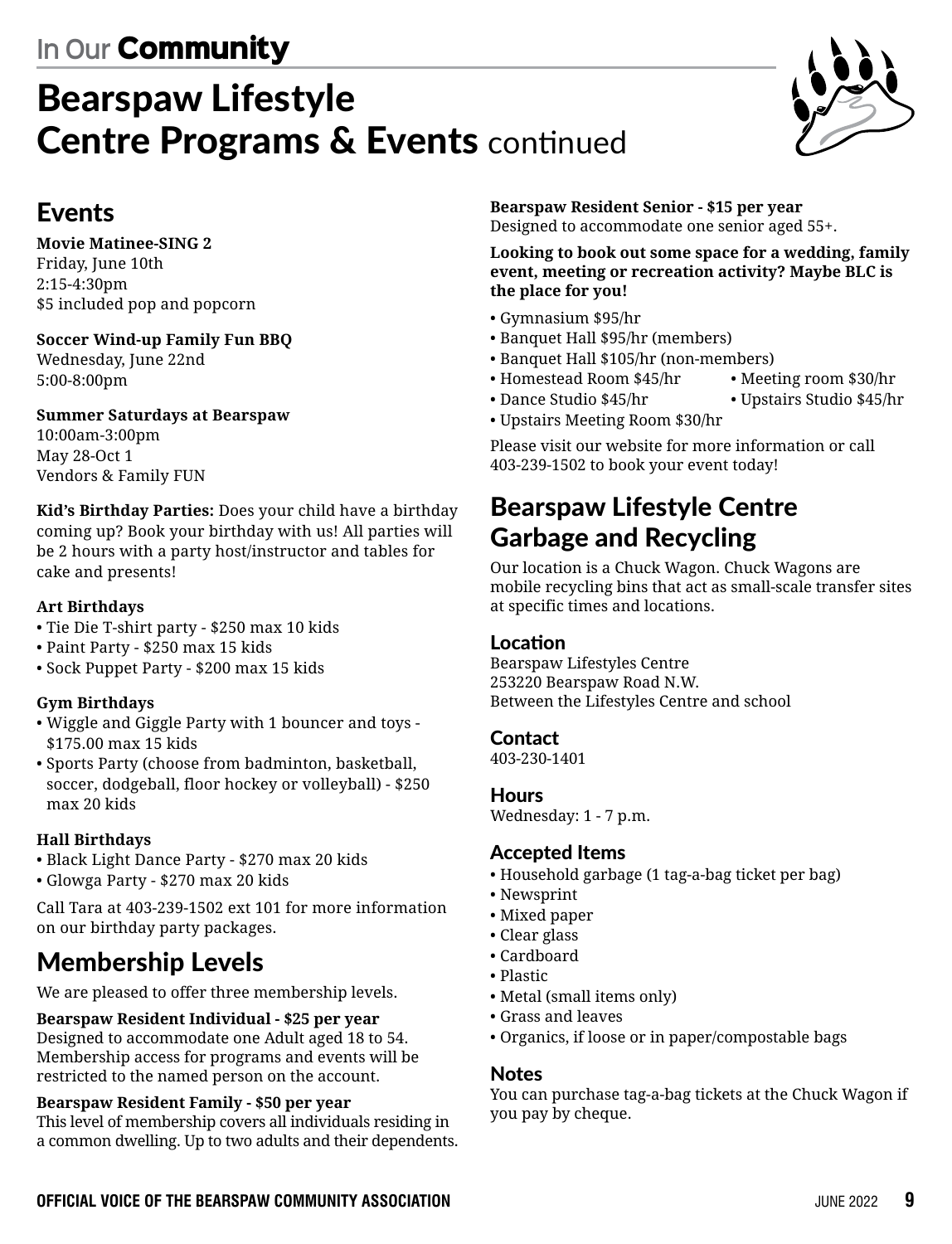In Our **Community**

# Bearspaw Lifestyle Centre Programs & Events continued

## Events

**Movie Matinee-SING 2**
Friday, June 10th
2:15-4:30pm
$5 included pop and popcorn

**Soccer Wind-up Family Fun BBQ**
Wednesday, June 22nd
5:00-8:00pm

**Summer Saturdays at Bearspaw**
10:00am-3:00pm
May 28-Oct 1
Vendors & Family FUN

**Kid's Birthday Parties:** Does your child have a birthday coming up? Book your birthday with us! All parties will be 2 hours with a party host/instructor and tables for cake and presents!

**Art Birthdays**
- Tie Die T-shirt party - $250 max 10 kids
- Paint Party - $250 max 15 kids
- Sock Puppet Party - $200 max 15 kids

**Gym Birthdays**
- Wiggle and Giggle Party with 1 bouncer and toys - $175.00 max 15 kids
- Sports Party (choose from badminton, basketball, soccer, dodgeball, floor hockey or volleyball) - $250 max 20 kids

**Hall Birthdays**
- Black Light Dance Party - $270 max 20 kids
- Glowga Party - $270 max 20 kids

Call Tara at 403-239-1502 ext 101 for more information on our birthday party packages.

## Membership Levels

We are pleased to offer three membership levels.

**Bearspaw Resident Individual - $25 per year**
Designed to accommodate one Adult aged 18 to 54. Membership access for programs and events will be restricted to the named person on the account.

**Bearspaw Resident Family - $50 per year**
This level of membership covers all individuals residing in a common dwelling. Up to two adults and their dependents.

**Bearspaw Resident Senior - $15 per year**
Designed to accommodate one senior aged 55+.

**Looking to book out some space for a wedding, family event, meeting or recreation activity? Maybe BLC is the place for you!**

- Gymnasium $95/hr
- Banquet Hall $95/hr (members)
- Banquet Hall $105/hr (non-members)
- Homestead Room $45/hr
- Meeting room $30/hr
- Dance Studio $45/hr
- Upstairs Studio $45/hr
- Upstairs Meeting Room $30/hr

Please visit our website for more information or call 403-239-1502 to book your event today!

## Bearspaw Lifestyle Centre Garbage and Recycling

Our location is a Chuck Wagon. Chuck Wagons are mobile recycling bins that act as small-scale transfer sites at specific times and locations.

### Location
Bearspaw Lifestyles Centre
253220 Bearspaw Road N.W.
Between the Lifestyles Centre and school

### Contact
403-230-1401

### Hours
Wednesday: 1 - 7 p.m.

### Accepted Items
- Household garbage (1 tag-a-bag ticket per bag)
- Newsprint
- Mixed paper
- Clear glass
- Cardboard
- Plastic
- Metal (small items only)
- Grass and leaves
- Organics, if loose or in paper/compostable bags

### Notes
You can purchase tag-a-bag tickets at the Chuck Wagon if you pay by cheque.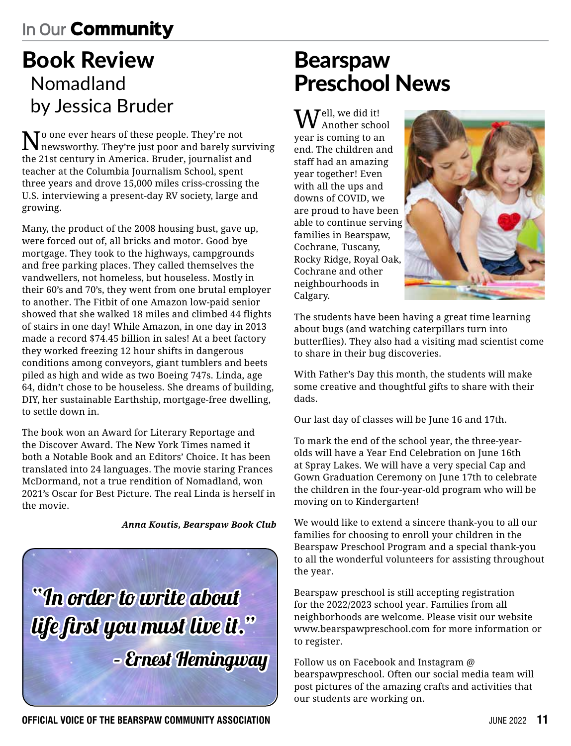# In Our Community

## Book Review

### Nomadland
### by Jessica Bruder

No one ever hears of these people. They're not newsworthy. They're just poor and barely surviving the 21st century in America. Bruder, journalist and teacher at the Columbia Journalism School, spent three years and drove 15,000 miles criss-crossing the U.S. interviewing a present-day RV society, large and growing.

Many, the product of the 2008 housing bust, gave up, were forced out of, all bricks and motor. Good bye mortgage. They took to the highways, campgrounds and free parking places. They called themselves the vandwellers, not homeless, but houseless. Mostly in their 60's and 70's, they went from one brutal employer to another. The Fitbit of one Amazon low-paid senior showed that she walked 18 miles and climbed 44 flights of stairs in one day! While Amazon, in one day in 2013 made a record $74.45 billion in sales! At a beet factory they worked freezing 12 hour shifts in dangerous conditions among conveyors, giant tumblers and beets piled as high and wide as two Boeing 747s. Linda, age 64, didn't chose to be houseless. She dreams of building, DIY, her sustainable Earthship, mortgage-free dwelling, to settle down in.

The book won an Award for Literary Reportage and the Discover Award. The New York Times named it both a Notable Book and an Editors' Choice. It has been translated into 24 languages. The movie staring Frances McDormand, not a true rendition of Nomadland, won 2021's Oscar for Best Picture. The real Linda is herself in the movie.

***Anna Koutis, Bearspaw Book Club***

"In order to write about life first you must live it."
- Ernest Hemingway

## Bearspaw Preschool News

Well, we did it! Another school year is coming to an end. The children and staff had an amazing year together! Even with all the ups and downs of COVID, we are proud to have been able to continue serving families in Bearspaw, Cochrane, Tuscany, Rocky Ridge, Royal Oak, Cochrane and other neighbourhoods in Calgary.

The students have been having a great time learning about bugs (and watching caterpillars turn into butterflies). They also had a visiting mad scientist come to share in their bug discoveries.

With Father's Day this month, the students will make some creative and thoughtful gifts to share with their dads.

Our last day of classes will be June 16 and 17th.

To mark the end of the school year, the three-year-olds will have a Year End Celebration on June 16th at Spray Lakes. We will have a very special Cap and Gown Graduation Ceremony on June 17th to celebrate the children in the four-year-old program who will be moving on to Kindergarten!

We would like to extend a sincere thank-you to all our families for choosing to enroll your children in the Bearspaw Preschool Program and a special thank-you to all the wonderful volunteers for assisting throughout the year.

Bearspaw preschool is still accepting registration for the 2022/2023 school year. Families from all neighborhoods are welcome. Please visit our website www.bearspawpreschool.com for more information or to register.

Follow us on Facebook and Instagram @ bearspawpreschool. Often our social media team will post pictures of the amazing crafts and activities that our students are working on.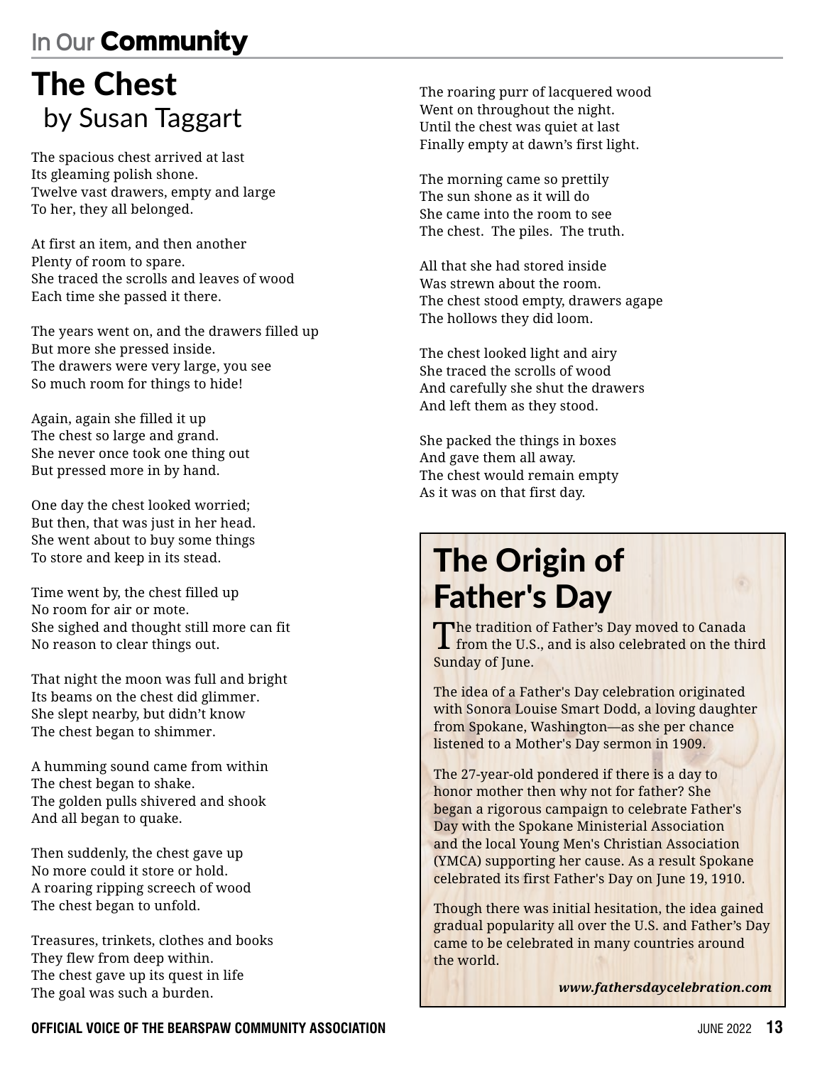## The Chest

by Susan Taggart

The spacious chest arrived at last
Its gleaming polish shone.
Twelve vast drawers, empty and large
To her, they all belonged.

At first an item, and then another
Plenty of room to spare.
She traced the scrolls and leaves of wood
Each time she passed it there.

The years went on, and the drawers filled up
But more she pressed inside.
The drawers were very large, you see
So much room for things to hide!

Again, again she filled it up
The chest so large and grand.
She never once took one thing out
But pressed more in by hand.

One day the chest looked worried;
But then, that was just in her head.
She went about to buy some things
To store and keep in its stead.

Time went by, the chest filled up
No room for air or mote.
She sighed and thought still more can fit
No reason to clear things out.

That night the moon was full and bright
Its beams on the chest did glimmer.
She slept nearby, but didn't know
The chest began to shimmer.

A humming sound came from within
The chest began to shake.
The golden pulls shivered and shook
And all began to quake.

Then suddenly, the chest gave up
No more could it store or hold.
A roaring ripping screech of wood
The chest began to unfold.

Treasures, trinkets, clothes and books
They flew from deep within.
The chest gave up its quest in life
The goal was such a burden.

The roaring purr of lacquered wood
Went on throughout the night.
Until the chest was quiet at last
Finally empty at dawn's first light.

The morning came so prettily
The sun shone as it will do
She came into the room to see
The chest. The piles. The truth.

All that she had stored inside
Was strewn about the room.
The chest stood empty, drawers agape
The hollows they did loom.

The chest looked light and airy
She traced the scrolls of wood
And carefully she shut the drawers
And left them as they stood.

She packed the things in boxes
And gave them all away.
The chest would remain empty
As it was on that first day.

## The Origin of Father's Day

The tradition of Father's Day moved to Canada from the U.S., and is also celebrated on the third Sunday of June.

The idea of a Father's Day celebration originated with Sonora Louise Smart Dodd, a loving daughter from Spokane, Washington—as she per chance listened to a Mother's Day sermon in 1909.

The 27-year-old pondered if there is a day to honor mother then why not for father? She began a rigorous campaign to celebrate Father's Day with the Spokane Ministerial Association and the local Young Men's Christian Association (YMCA) supporting her cause. As a result Spokane celebrated its first Father's Day on June 19, 1910.

Though there was initial hesitation, the idea gained gradual popularity all over the U.S. and Father's Day came to be celebrated in many countries around the world.

***www.fathersdaycelebration.com***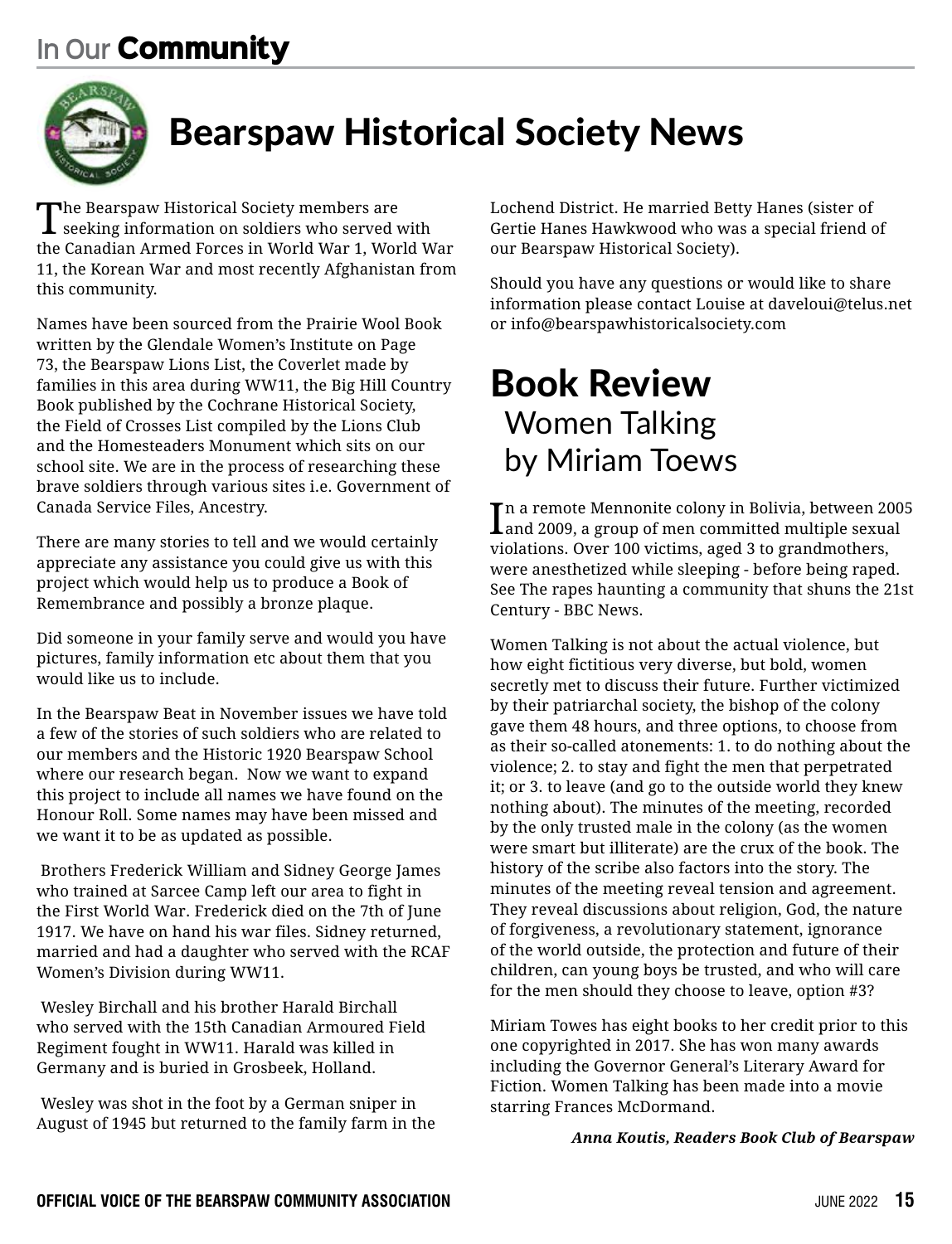# Bearspaw Historical Society News

The Bearspaw Historical Society members are seeking information on soldiers who served with the Canadian Armed Forces in World War 1, World War 11, the Korean War and most recently Afghanistan from this community.

Names have been sourced from the Prairie Wool Book written by the Glendale Women's Institute on Page 73, the Bearspaw Lions List, the Coverlet made by families in this area during WW11, the Big Hill Country Book published by the Cochrane Historical Society, the Field of Crosses List compiled by the Lions Club and the Homesteaders Monument which sits on our school site. We are in the process of researching these brave soldiers through various sites i.e. Government of Canada Service Files, Ancestry.

There are many stories to tell and we would certainly appreciate any assistance you could give us with this project which would help us to produce a Book of Remembrance and possibly a bronze plaque.

Did someone in your family serve and would you have pictures, family information etc about them that you would like us to include.

In the Bearspaw Beat in November issues we have told a few of the stories of such soldiers who are related to our members and the Historic 1920 Bearspaw School where our research began. Now we want to expand this project to include all names we have found on the Honour Roll. Some names may have been missed and we want it to be as updated as possible.

Brothers Frederick William and Sidney George James who trained at Sarcee Camp left our area to fight in the First World War. Frederick died on the 7th of June 1917. We have on hand his war files. Sidney returned, married and had a daughter who served with the RCAF Women's Division during WW11.

Wesley Birchall and his brother Harald Birchall who served with the 15th Canadian Armoured Field Regiment fought in WW11. Harald was killed in Germany and is buried in Grosbeek, Holland.

Wesley was shot in the foot by a German sniper in August of 1945 but returned to the family farm in the Lochend District. He married Betty Hanes (sister of Gertie Hanes Hawkwood who was a special friend of our Bearspaw Historical Society).

Should you have any questions or would like to share information please contact Louise at daveloui@telus.net or info@bearspawhistoricalsociety.com

# Book Review

## Women Talking by Miriam Toews

In a remote Mennonite colony in Bolivia, between 2005 and 2009, a group of men committed multiple sexual violations. Over 100 victims, aged 3 to grandmothers, were anesthetized while sleeping - before being raped. See The rapes haunting a community that shuns the 21st Century - BBC News.

Women Talking is not about the actual violence, but how eight fictitious very diverse, but bold, women secretly met to discuss their future. Further victimized by their patriarchal society, the bishop of the colony gave them 48 hours, and three options, to choose from as their so-called atonements: 1. to do nothing about the violence; 2. to stay and fight the men that perpetrated it; or 3. to leave (and go to the outside world they knew nothing about). The minutes of the meeting, recorded by the only trusted male in the colony (as the women were smart but illiterate) are the crux of the book. The history of the scribe also factors into the story. The minutes of the meeting reveal tension and agreement. They reveal discussions about religion, God, the nature of forgiveness, a revolutionary statement, ignorance of the world outside, the protection and future of their children, can young boys be trusted, and who will care for the men should they choose to leave, option #3?

Miriam Towes has eight books to her credit prior to this one copyrighted in 2017. She has won many awards including the Governor General's Literary Award for Fiction. Women Talking has been made into a movie starring Frances McDormand.

***Anna Koutis, Readers Book Club of Bearspaw***